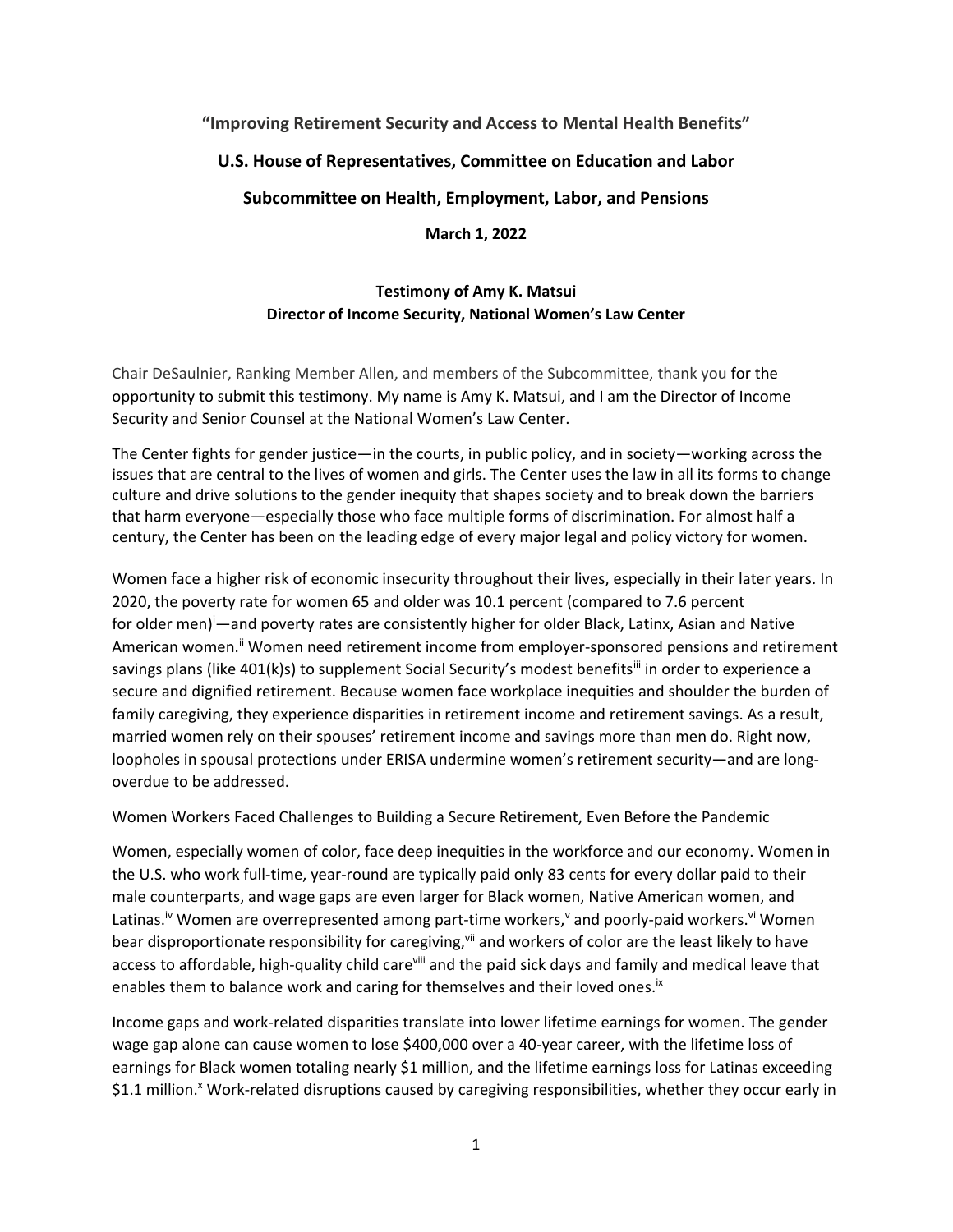**"Improving Retirement Security and Access to Mental Health Benefits"**

**U.S. House of Representatives, Committee on Education and Labor**

**Subcommittee on Health, Employment, Labor, and Pensions**

**March 1, 2022**

**Testimony of Amy K. Matsui**
**Director of Income Security, National Women's Law Center**

Chair DeSaulnier, Ranking Member Allen, and members of the Subcommittee, thank you for the opportunity to submit this testimony. My name is Amy K. Matsui, and I am the Director of Income Security and Senior Counsel at the National Women's Law Center.

The Center fights for gender justice—in the courts, in public policy, and in society—working across the issues that are central to the lives of women and girls. The Center uses the law in all its forms to change culture and drive solutions to the gender inequity that shapes society and to break down the barriers that harm everyone—especially those who face multiple forms of discrimination. For almost half a century, the Center has been on the leading edge of every major legal and policy victory for women.

Women face a higher risk of economic insecurity throughout their lives, especially in their later years. In 2020, the poverty rate for women 65 and older was 10.1 percent (compared to 7.6 percent for older men)[i]—and poverty rates are consistently higher for older Black, Latinx, Asian and Native American women.[ii] Women need retirement income from employer-sponsored pensions and retirement savings plans (like 401(k)s) to supplement Social Security's modest benefits[iii] in order to experience a secure and dignified retirement. Because women face workplace inequities and shoulder the burden of family caregiving, they experience disparities in retirement income and retirement savings. As a result, married women rely on their spouses' retirement income and savings more than men do. Right now, loopholes in spousal protections under ERISA undermine women's retirement security—and are long-overdue to be addressed.

<u>Women Workers Faced Challenges to Building a Secure Retirement, Even Before the Pandemic</u>

Women, especially women of color, face deep inequities in the workforce and our economy. Women in the U.S. who work full-time, year-round are typically paid only 83 cents for every dollar paid to their male counterparts, and wage gaps are even larger for Black women, Native American women, and Latinas.[iv] Women are overrepresented among part-time workers,[v] and poorly-paid workers.[vi] Women bear disproportionate responsibility for caregiving,[vii] and workers of color are the least likely to have access to affordable, high-quality child care[viii] and the paid sick days and family and medical leave that enables them to balance work and caring for themselves and their loved ones.[ix]

Income gaps and work-related disparities translate into lower lifetime earnings for women. The gender wage gap alone can cause women to lose $400,000 over a 40-year career, with the lifetime loss of earnings for Black women totaling nearly $1 million, and the lifetime earnings loss for Latinas exceeding $1.1 million.[x] Work-related disruptions caused by caregiving responsibilities, whether they occur early in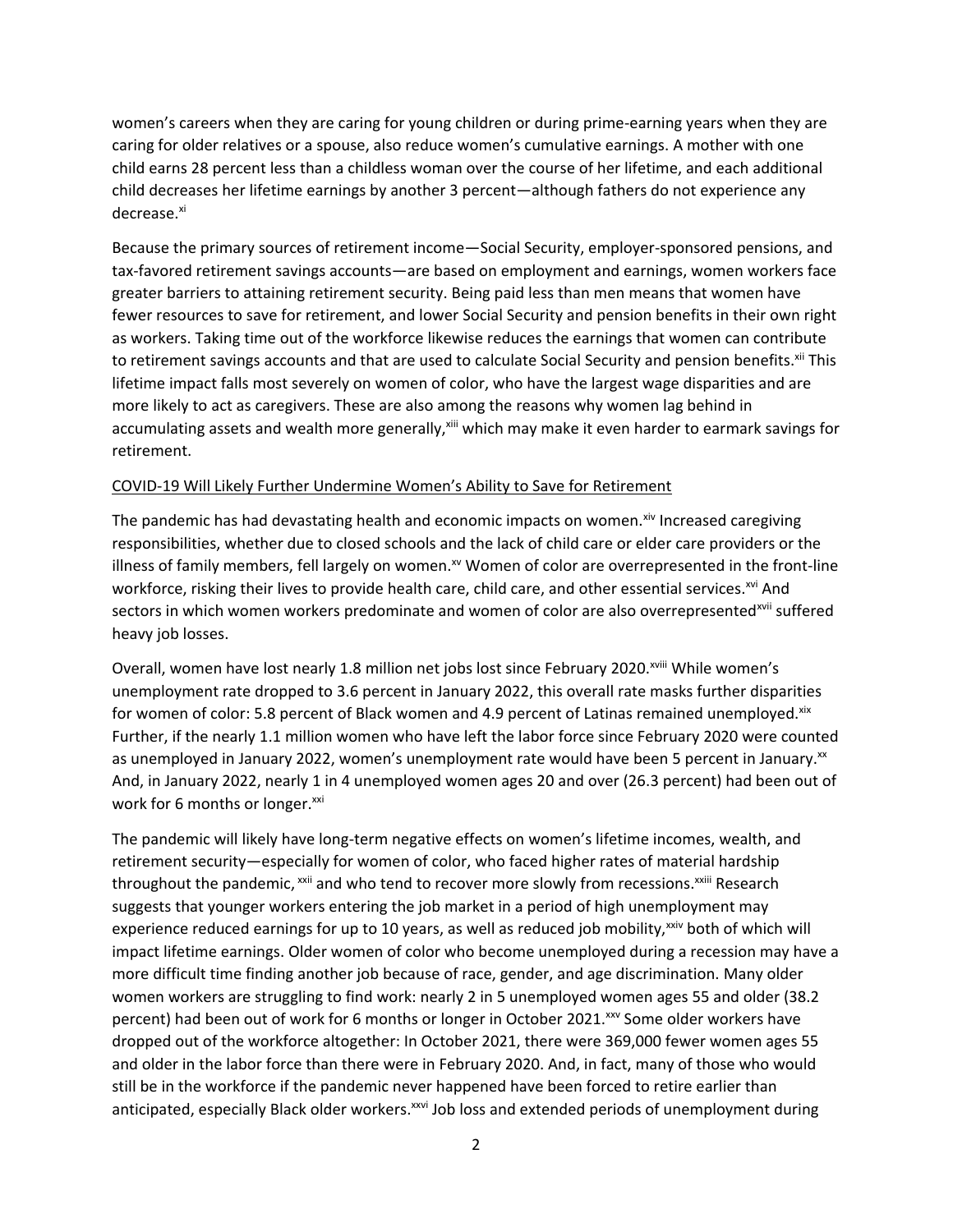women's careers when they are caring for young children or during prime-earning years when they are caring for older relatives or a spouse, also reduce women's cumulative earnings. A mother with one child earns 28 percent less than a childless woman over the course of her lifetime, and each additional child decreases her lifetime earnings by another 3 percent—although fathers do not experience any decrease.[xi]

Because the primary sources of retirement income—Social Security, employer-sponsored pensions, and tax-favored retirement savings accounts—are based on employment and earnings, women workers face greater barriers to attaining retirement security. Being paid less than men means that women have fewer resources to save for retirement, and lower Social Security and pension benefits in their own right as workers. Taking time out of the workforce likewise reduces the earnings that women can contribute to retirement savings accounts and that are used to calculate Social Security and pension benefits.[xii] This lifetime impact falls most severely on women of color, who have the largest wage disparities and are more likely to act as caregivers. These are also among the reasons why women lag behind in accumulating assets and wealth more generally,[xiii] which may make it even harder to earmark savings for retirement.

## COVID-19 Will Likely Further Undermine Women's Ability to Save for Retirement

The pandemic has had devastating health and economic impacts on women.[xiv] Increased caregiving responsibilities, whether due to closed schools and the lack of child care or elder care providers or the illness of family members, fell largely on women.[xv] Women of color are overrepresented in the front-line workforce, risking their lives to provide health care, child care, and other essential services.[xvi] And sectors in which women workers predominate and women of color are also overrepresented[xvii] suffered heavy job losses.

Overall, women have lost nearly 1.8 million net jobs lost since February 2020.[xviii] While women's unemployment rate dropped to 3.6 percent in January 2022, this overall rate masks further disparities for women of color: 5.8 percent of Black women and 4.9 percent of Latinas remained unemployed.[xix] Further, if the nearly 1.1 million women who have left the labor force since February 2020 were counted as unemployed in January 2022, women's unemployment rate would have been 5 percent in January.[xx] And, in January 2022, nearly 1 in 4 unemployed women ages 20 and over (26.3 percent) had been out of work for 6 months or longer.[xxi]

The pandemic will likely have long-term negative effects on women's lifetime incomes, wealth, and retirement security—especially for women of color, who faced higher rates of material hardship throughout the pandemic,[xxii] and who tend to recover more slowly from recessions.[xxiii] Research suggests that younger workers entering the job market in a period of high unemployment may experience reduced earnings for up to 10 years, as well as reduced job mobility,[xxiv] both of which will impact lifetime earnings. Older women of color who become unemployed during a recession may have a more difficult time finding another job because of race, gender, and age discrimination. Many older women workers are struggling to find work: nearly 2 in 5 unemployed women ages 55 and older (38.2 percent) had been out of work for 6 months or longer in October 2021.[xxv] Some older workers have dropped out of the workforce altogether: In October 2021, there were 369,000 fewer women ages 55 and older in the labor force than there were in February 2020. And, in fact, many of those who would still be in the workforce if the pandemic never happened have been forced to retire earlier than anticipated, especially Black older workers.[xxvi] Job loss and extended periods of unemployment during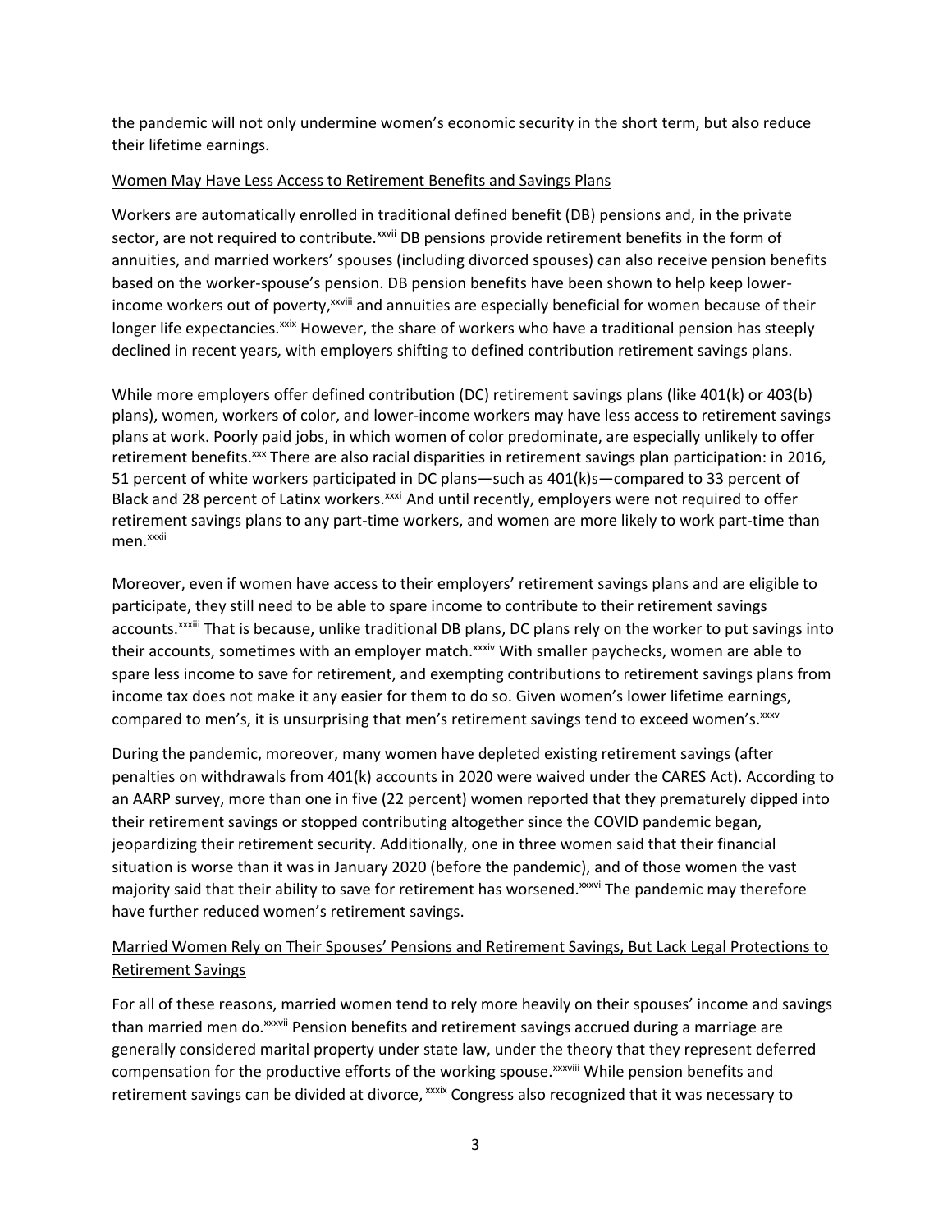the pandemic will not only undermine women's economic security in the short term, but also reduce their lifetime earnings.

Women May Have Less Access to Retirement Benefits and Savings Plans

Workers are automatically enrolled in traditional defined benefit (DB) pensions and, in the private sector, are not required to contribute.[xxvii] DB pensions provide retirement benefits in the form of annuities, and married workers' spouses (including divorced spouses) can also receive pension benefits based on the worker-spouse's pension. DB pension benefits have been shown to help keep lower-income workers out of poverty,[xxviii] and annuities are especially beneficial for women because of their longer life expectancies.[xxix] However, the share of workers who have a traditional pension has steeply declined in recent years, with employers shifting to defined contribution retirement savings plans.

While more employers offer defined contribution (DC) retirement savings plans (like 401(k) or 403(b) plans), women, workers of color, and lower-income workers may have less access to retirement savings plans at work. Poorly paid jobs, in which women of color predominate, are especially unlikely to offer retirement benefits.[xxx] There are also racial disparities in retirement savings plan participation: in 2016, 51 percent of white workers participated in DC plans—such as 401(k)s—compared to 33 percent of Black and 28 percent of Latinx workers.[xxxi] And until recently, employers were not required to offer retirement savings plans to any part-time workers, and women are more likely to work part-time than men.[xxxii]

Moreover, even if women have access to their employers' retirement savings plans and are eligible to participate, they still need to be able to spare income to contribute to their retirement savings accounts.[xxxiii] That is because, unlike traditional DB plans, DC plans rely on the worker to put savings into their accounts, sometimes with an employer match.[xxxiv] With smaller paychecks, women are able to spare less income to save for retirement, and exempting contributions to retirement savings plans from income tax does not make it any easier for them to do so. Given women's lower lifetime earnings, compared to men's, it is unsurprising that men's retirement savings tend to exceed women's.[xxxv]

During the pandemic, moreover, many women have depleted existing retirement savings (after penalties on withdrawals from 401(k) accounts in 2020 were waived under the CARES Act). According to an AARP survey, more than one in five (22 percent) women reported that they prematurely dipped into their retirement savings or stopped contributing altogether since the COVID pandemic began, jeopardizing their retirement security. Additionally, one in three women said that their financial situation is worse than it was in January 2020 (before the pandemic), and of those women the vast majority said that their ability to save for retirement has worsened.[xxxvi] The pandemic may therefore have further reduced women's retirement savings.

Married Women Rely on Their Spouses' Pensions and Retirement Savings, But Lack Legal Protections to Retirement Savings

For all of these reasons, married women tend to rely more heavily on their spouses' income and savings than married men do.[xxxvii] Pension benefits and retirement savings accrued during a marriage are generally considered marital property under state law, under the theory that they represent deferred compensation for the productive efforts of the working spouse.[xxxviii] While pension benefits and retirement savings can be divided at divorce,[xxxix] Congress also recognized that it was necessary to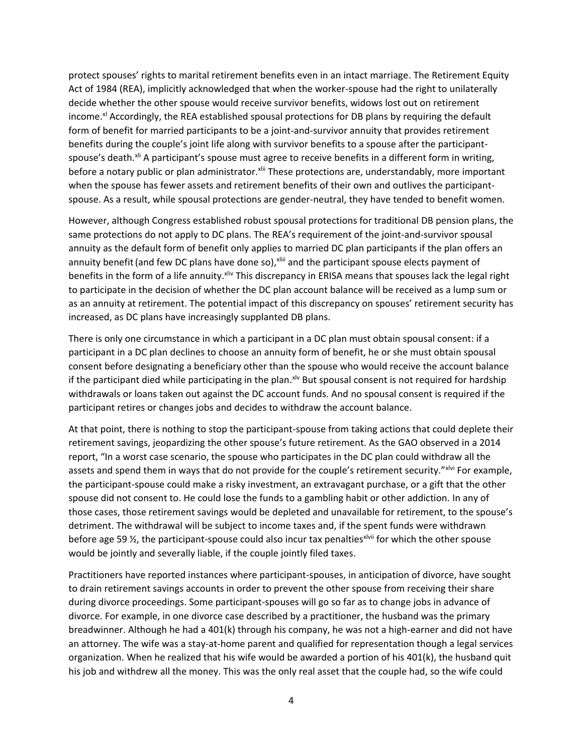protect spouses' rights to marital retirement benefits even in an intact marriage. The Retirement Equity Act of 1984 (REA), implicitly acknowledged that when the worker-spouse had the right to unilaterally decide whether the other spouse would receive survivor benefits, widows lost out on retirement income.[xl] Accordingly, the REA established spousal protections for DB plans by requiring the default form of benefit for married participants to be a joint-and-survivor annuity that provides retirement benefits during the couple's joint life along with survivor benefits to a spouse after the participant-spouse's death.[xli] A participant's spouse must agree to receive benefits in a different form in writing, before a notary public or plan administrator.[xlii] These protections are, understandably, more important when the spouse has fewer assets and retirement benefits of their own and outlives the participant-spouse. As a result, while spousal protections are gender-neutral, they have tended to benefit women.

However, although Congress established robust spousal protections for traditional DB pension plans, the same protections do not apply to DC plans. The REA's requirement of the joint-and-survivor spousal annuity as the default form of benefit only applies to married DC plan participants if the plan offers an annuity benefit (and few DC plans have done so),[xliii] and the participant spouse elects payment of benefits in the form of a life annuity.[xliv] This discrepancy in ERISA means that spouses lack the legal right to participate in the decision of whether the DC plan account balance will be received as a lump sum or as an annuity at retirement. The potential impact of this discrepancy on spouses' retirement security has increased, as DC plans have increasingly supplanted DB plans.

There is only one circumstance in which a participant in a DC plan must obtain spousal consent: if a participant in a DC plan declines to choose an annuity form of benefit, he or she must obtain spousal consent before designating a beneficiary other than the spouse who would receive the account balance if the participant died while participating in the plan.[xlv] But spousal consent is not required for hardship withdrawals or loans taken out against the DC account funds. And no spousal consent is required if the participant retires or changes jobs and decides to withdraw the account balance.

At that point, there is nothing to stop the participant-spouse from taking actions that could deplete their retirement savings, jeopardizing the other spouse's future retirement. As the GAO observed in a 2014 report, "In a worst case scenario, the spouse who participates in the DC plan could withdraw all the assets and spend them in ways that do not provide for the couple's retirement security."[xlvi] For example, the participant-spouse could make a risky investment, an extravagant purchase, or a gift that the other spouse did not consent to. He could lose the funds to a gambling habit or other addiction. In any of those cases, those retirement savings would be depleted and unavailable for retirement, to the spouse's detriment. The withdrawal will be subject to income taxes and, if the spent funds were withdrawn before age 59 ½, the participant-spouse could also incur tax penalties[xlvii] for which the other spouse would be jointly and severally liable, if the couple jointly filed taxes.

Practitioners have reported instances where participant-spouses, in anticipation of divorce, have sought to drain retirement savings accounts in order to prevent the other spouse from receiving their share during divorce proceedings. Some participant-spouses will go so far as to change jobs in advance of divorce. For example, in one divorce case described by a practitioner, the husband was the primary breadwinner. Although he had a 401(k) through his company, he was not a high-earner and did not have an attorney. The wife was a stay-at-home parent and qualified for representation though a legal services organization. When he realized that his wife would be awarded a portion of his 401(k), the husband quit his job and withdrew all the money. This was the only real asset that the couple had, so the wife could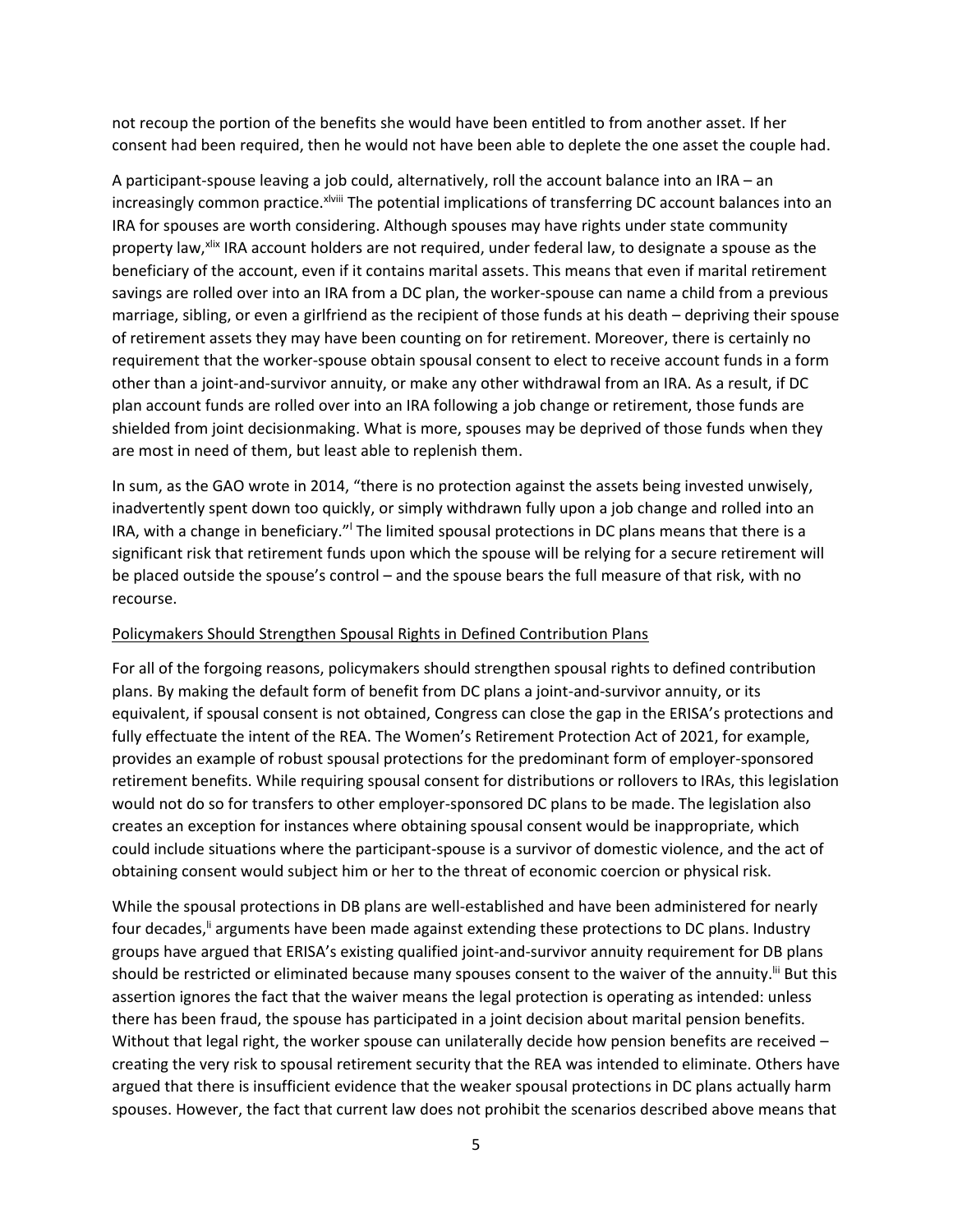not recoup the portion of the benefits she would have been entitled to from another asset. If her consent had been required, then he would not have been able to deplete the one asset the couple had.

A participant-spouse leaving a job could, alternatively, roll the account balance into an IRA – an increasingly common practice.[xlviii] The potential implications of transferring DC account balances into an IRA for spouses are worth considering. Although spouses may have rights under state community property law,[xlix] IRA account holders are not required, under federal law, to designate a spouse as the beneficiary of the account, even if it contains marital assets. This means that even if marital retirement savings are rolled over into an IRA from a DC plan, the worker-spouse can name a child from a previous marriage, sibling, or even a girlfriend as the recipient of those funds at his death – depriving their spouse of retirement assets they may have been counting on for retirement. Moreover, there is certainly no requirement that the worker-spouse obtain spousal consent to elect to receive account funds in a form other than a joint-and-survivor annuity, or make any other withdrawal from an IRA. As a result, if DC plan account funds are rolled over into an IRA following a job change or retirement, those funds are shielded from joint decisionmaking. What is more, spouses may be deprived of those funds when they are most in need of them, but least able to replenish them.

In sum, as the GAO wrote in 2014, "there is no protection against the assets being invested unwisely, inadvertently spent down too quickly, or simply withdrawn fully upon a job change and rolled into an IRA, with a change in beneficiary."[l] The limited spousal protections in DC plans means that there is a significant risk that retirement funds upon which the spouse will be relying for a secure retirement will be placed outside the spouse's control – and the spouse bears the full measure of that risk, with no recourse.

<u>Policymakers Should Strengthen Spousal Rights in Defined Contribution Plans</u>

For all of the forgoing reasons, policymakers should strengthen spousal rights to defined contribution plans. By making the default form of benefit from DC plans a joint-and-survivor annuity, or its equivalent, if spousal consent is not obtained, Congress can close the gap in the ERISA's protections and fully effectuate the intent of the REA. The Women's Retirement Protection Act of 2021, for example, provides an example of robust spousal protections for the predominant form of employer-sponsored retirement benefits. While requiring spousal consent for distributions or rollovers to IRAs, this legislation would not do so for transfers to other employer-sponsored DC plans to be made. The legislation also creates an exception for instances where obtaining spousal consent would be inappropriate, which could include situations where the participant-spouse is a survivor of domestic violence, and the act of obtaining consent would subject him or her to the threat of economic coercion or physical risk.

While the spousal protections in DB plans are well-established and have been administered for nearly four decades,[li] arguments have been made against extending these protections to DC plans. Industry groups have argued that ERISA's existing qualified joint-and-survivor annuity requirement for DB plans should be restricted or eliminated because many spouses consent to the waiver of the annuity.[lii] But this assertion ignores the fact that the waiver means the legal protection is operating as intended: unless there has been fraud, the spouse has participated in a joint decision about marital pension benefits. Without that legal right, the worker spouse can unilaterally decide how pension benefits are received – creating the very risk to spousal retirement security that the REA was intended to eliminate. Others have argued that there is insufficient evidence that the weaker spousal protections in DC plans actually harm spouses. However, the fact that current law does not prohibit the scenarios described above means that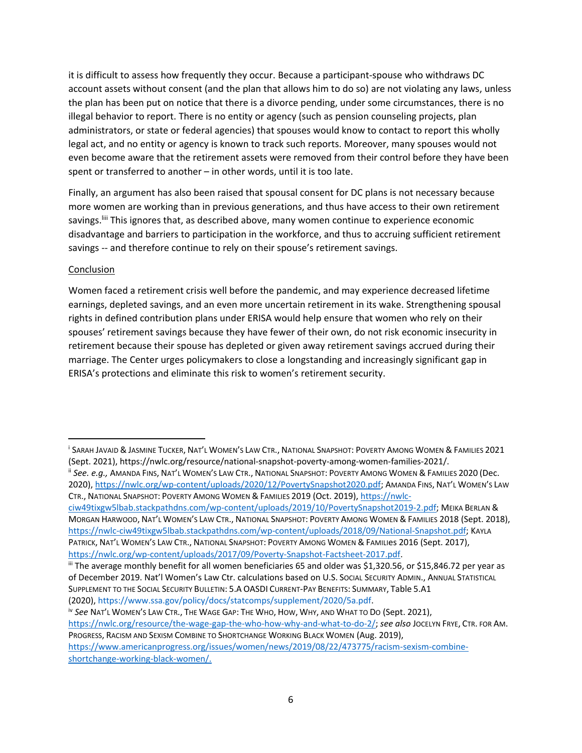it is difficult to assess how frequently they occur. Because a participant-spouse who withdraws DC account assets without consent (and the plan that allows him to do so) are not violating any laws, unless the plan has been put on notice that there is a divorce pending, under some circumstances, there is no illegal behavior to report. There is no entity or agency (such as pension counseling projects, plan administrators, or state or federal agencies) that spouses would know to contact to report this wholly legal act, and no entity or agency is known to track such reports. Moreover, many spouses would not even become aware that the retirement assets were removed from their control before they have been spent or transferred to another – in other words, until it is too late.

Finally, an argument has also been raised that spousal consent for DC plans is not necessary because more women are working than in previous generations, and thus have access to their own retirement savings.[liii] This ignores that, as described above, many women continue to experience economic disadvantage and barriers to participation in the workforce, and thus to accruing sufficient retirement savings -- and therefore continue to rely on their spouse's retirement savings.

<u>Conclusion</u>

Women faced a retirement crisis well before the pandemic, and may experience decreased lifetime earnings, depleted savings, and an even more uncertain retirement in its wake. Strengthening spousal rights in defined contribution plans under ERISA would help ensure that women who rely on their spouses' retirement savings because they have fewer of their own, do not risk economic insecurity in retirement because their spouse has depleted or given away retirement savings accrued during their marriage. The Center urges policymakers to close a longstanding and increasingly significant gap in ERISA's protections and eliminate this risk to women's retirement security.

---

[i] SARAH JAVAID & JASMINE TUCKER, NAT'L WOMEN'S LAW CTR., NATIONAL SNAPSHOT: POVERTY AMONG WOMEN & FAMILIES 2021 (Sept. 2021), https://nwlc.org/resource/national-snapshot-poverty-among-women-families-2021/.

[ii] *See. e.g.,* AMANDA FINS, NAT'L WOMEN'S LAW CTR., NATIONAL SNAPSHOT: POVERTY AMONG WOMEN & FAMILIES 2020 (Dec. 2020), https://nwlc.org/wp-content/uploads/2020/12/PovertySnapshot2020.pdf; AMANDA FINS, NAT'L WOMEN'S LAW CTR., NATIONAL SNAPSHOT: POVERTY AMONG WOMEN & FAMILIES 2019 (Oct. 2019), https://nwlc-ciw49tixgw5lbab.stackpathdns.com/wp-content/uploads/2019/10/PovertySnapshot2019-2.pdf; MEIKA BERLAN & MORGAN HARWOOD, NAT'L WOMEN'S LAW CTR., NATIONAL SNAPSHOT: POVERTY AMONG WOMEN & FAMILIES 2018 (Sept. 2018), https://nwlc-ciw49tixgw5lbab.stackpathdns.com/wp-content/uploads/2018/09/National-Snapshot.pdf; KAYLA PATRICK, NAT'L WOMEN'S LAW CTR., NATIONAL SNAPSHOT: POVERTY AMONG WOMEN & FAMILIES 2016 (Sept. 2017), https://nwlc.org/wp-content/uploads/2017/09/Poverty-Snapshot-Factsheet-2017.pdf.

[iii] The average monthly benefit for all women beneficiaries 65 and older was $1,320.56, or $15,846.72 per year as of December 2019. Nat'l Women's Law Ctr. calculations based on U.S. SOCIAL SECURITY ADMIN., ANNUAL STATISTICAL SUPPLEMENT TO THE SOCIAL SECURITY BULLETIN: 5.A OASDI CURRENT-PAY BENEFITS: SUMMARY, Table 5.A1 (2020), https://www.ssa.gov/policy/docs/statcomps/supplement/2020/5a.pdf.

[iv] *See* NAT'L WOMEN'S LAW CTR., THE WAGE GAP: THE WHO, HOW, WHY, AND WHAT TO DO (Sept. 2021), https://nwlc.org/resource/the-wage-gap-the-who-how-why-and-what-to-do-2/; *see also* JOCELYN FRYE, CTR. FOR AM. PROGRESS, RACISM AND SEXISM COMBINE TO SHORTCHANGE WORKING BLACK WOMEN (Aug. 2019), https://www.americanprogress.org/issues/women/news/2019/08/22/473775/racism-sexism-combine-shortchange-working-black-women/.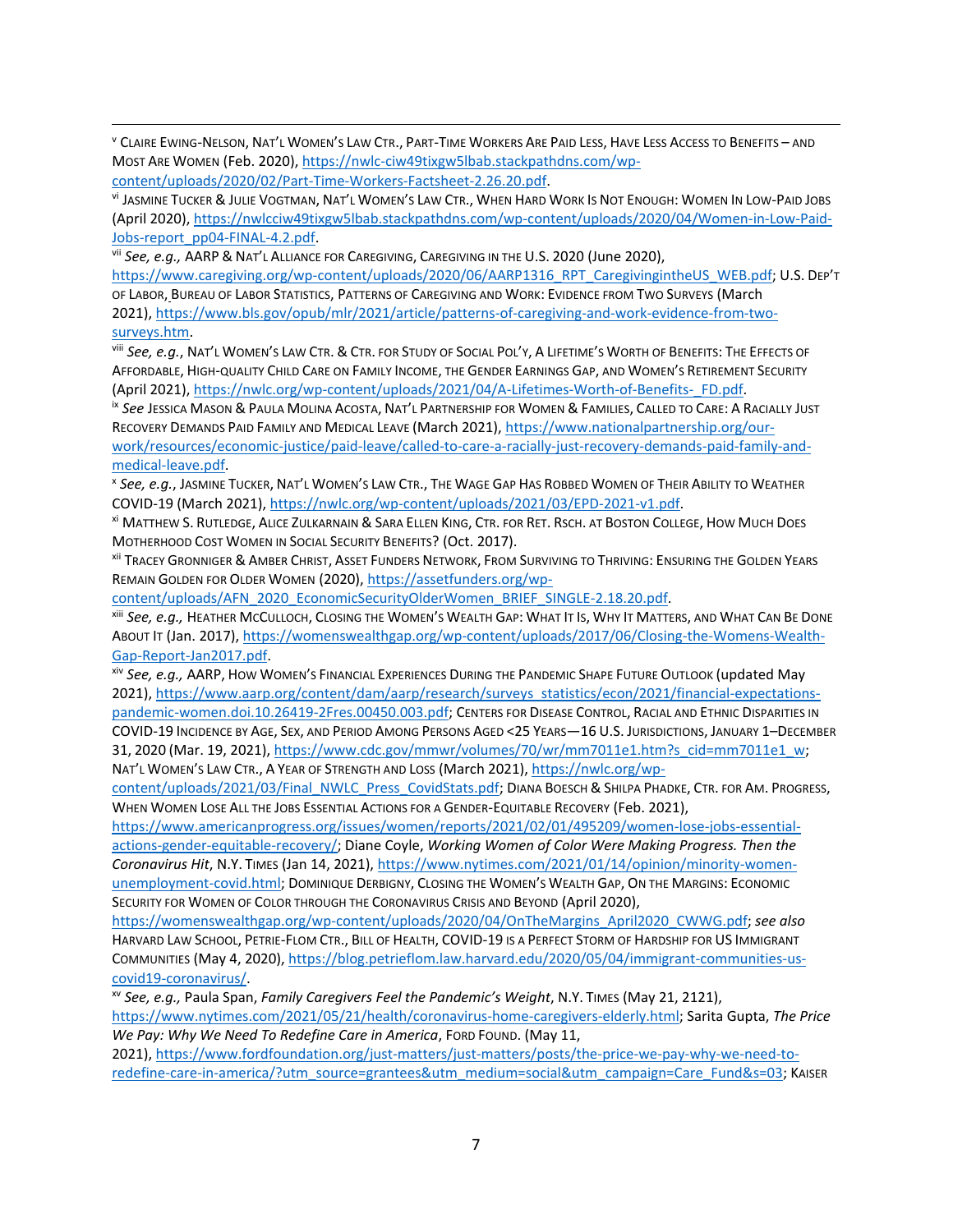[v] CLAIRE EWING-NELSON, NAT'L WOMEN'S LAW CTR., PART-TIME WORKERS ARE PAID LESS, HAVE LESS ACCESS TO BENEFITS – AND MOST ARE WOMEN (Feb. 2020), https://nwlc-ciw49tixgw5lbab.stackpathdns.com/wp-content/uploads/2020/02/Part-Time-Workers-Factsheet-2.26.20.pdf.

[vi] JASMINE TUCKER & JULIE VOGTMAN, NAT'L WOMEN'S LAW CTR., WHEN HARD WORK IS NOT ENOUGH: WOMEN IN LOW-PAID JOBS (April 2020), https://nwlcciw49tixgw5lbab.stackpathdns.com/wp-content/uploads/2020/04/Women-in-Low-Paid-Jobs-report_pp04-FINAL-4.2.pdf.

[vii] *See, e.g.,* AARP & NAT'L ALLIANCE FOR CAREGIVING, CAREGIVING IN THE U.S. 2020 (June 2020), https://www.caregiving.org/wp-content/uploads/2020/06/AARP1316_RPT_CaregivingintheUS_WEB.pdf; U.S. DEP'T OF LABOR, BUREAU OF LABOR STATISTICS, PATTERNS OF CAREGIVING AND WORK: EVIDENCE FROM TWO SURVEYS (March 2021), https://www.bls.gov/opub/mlr/2021/article/patterns-of-caregiving-and-work-evidence-from-two-surveys.htm.

[viii] *See, e.g.*, NAT'L WOMEN'S LAW CTR. & CTR. FOR STUDY OF SOCIAL POL'Y, A LIFETIME'S WORTH OF BENEFITS: THE EFFECTS OF AFFORDABLE, HIGH-QUALITY CHILD CARE ON FAMILY INCOME, THE GENDER EARNINGS GAP, AND WOMEN'S RETIREMENT SECURITY (April 2021), https://nwlc.org/wp-content/uploads/2021/04/A-Lifetimes-Worth-of-Benefits-_FD.pdf.

[ix] *See* JESSICA MASON & PAULA MOLINA ACOSTA, NAT'L PARTNERSHIP FOR WOMEN & FAMILIES, CALLED TO CARE: A RACIALLY JUST RECOVERY DEMANDS PAID FAMILY AND MEDICAL LEAVE (March 2021), https://www.nationalpartnership.org/our-work/resources/economic-justice/paid-leave/called-to-care-a-racially-just-recovery-demands-paid-family-and-medical-leave.pdf.

[x] *See, e.g.*, JASMINE TUCKER, NAT'L WOMEN'S LAW CTR., THE WAGE GAP HAS ROBBED WOMEN OF THEIR ABILITY TO WEATHER COVID-19 (March 2021), https://nwlc.org/wp-content/uploads/2021/03/EPD-2021-v1.pdf.

[xi] MATTHEW S. RUTLEDGE, ALICE ZULKARNAIN & SARA ELLEN KING, CTR. FOR RET. RSCH. AT BOSTON COLLEGE, HOW MUCH DOES MOTHERHOOD COST WOMEN IN SOCIAL SECURITY BENEFITS? (Oct. 2017).

[xii] TRACEY GRONNIGER & AMBER CHRIST, ASSET FUNDERS NETWORK, FROM SURVIVING TO THRIVING: ENSURING THE GOLDEN YEARS REMAIN GOLDEN FOR OLDER WOMEN (2020), https://assetfunders.org/wp-content/uploads/AFN_2020_EconomicSecurityOlderWomen_BRIEF_SINGLE-2.18.20.pdf.

[xiii] *See, e.g.,* HEATHER MCCULLOCH, CLOSING THE WOMEN'S WEALTH GAP: WHAT IT IS, WHY IT MATTERS, AND WHAT CAN BE DONE ABOUT IT (Jan. 2017), https://womenswealthgap.org/wp-content/uploads/2017/06/Closing-the-Womens-Wealth-Gap-Report-Jan2017.pdf.

[xiv] *See, e.g.,* AARP, HOW WOMEN'S FINANCIAL EXPERIENCES DURING THE PANDEMIC SHAPE FUTURE OUTLOOK (updated May 2021), https://www.aarp.org/content/dam/aarp/research/surveys_statistics/econ/2021/financial-expectations-pandemic-women.doi.10.26419-2Fres.00450.003.pdf; CENTERS FOR DISEASE CONTROL, RACIAL AND ETHNIC DISPARITIES IN COVID-19 INCIDENCE BY AGE, SEX, AND PERIOD AMONG PERSONS AGED <25 YEARS—16 U.S. JURISDICTIONS, JANUARY 1–DECEMBER 31, 2020 (Mar. 19, 2021), https://www.cdc.gov/mmwr/volumes/70/wr/mm7011e1.htm?s_cid=mm7011e1_w; NAT'L WOMEN'S LAW CTR., A YEAR OF STRENGTH AND LOSS (March 2021), https://nwlc.org/wp-content/uploads/2021/03/Final_NWLC_Press_CovidStats.pdf; DIANA BOESCH & SHILPA PHADKE, CTR. FOR AM. PROGRESS, WHEN WOMEN LOSE ALL THE JOBS ESSENTIAL ACTIONS FOR A GENDER-EQUITABLE RECOVERY (Feb. 2021), https://www.americanprogress.org/issues/women/reports/2021/02/01/495209/women-lose-jobs-essential-actions-gender-equitable-recovery/; Diane Coyle, *Working Women of Color Were Making Progress. Then the Coronavirus Hit*, N.Y. TIMES (Jan 14, 2021), https://www.nytimes.com/2021/01/14/opinion/minority-women-unemployment-covid.html; DOMINIQUE DERBIGNY, CLOSING THE WOMEN'S WEALTH GAP, ON THE MARGINS: ECONOMIC SECURITY FOR WOMEN OF COLOR THROUGH THE CORONAVIRUS CRISIS AND BEYOND (April 2020), https://womenswealthgap.org/wp-content/uploads/2020/04/OnTheMargins_April2020_CWWG.pdf; *see also* HARVARD LAW SCHOOL, PETRIE-FLOM CTR., BILL OF HEALTH, COVID-19 IS A PERFECT STORM OF HARDSHIP FOR US IMMIGRANT COMMUNITIES (May 4, 2020), https://blog.petrieflom.law.harvard.edu/2020/05/04/immigrant-communities-us-covid19-coronavirus/.

[xv] *See, e.g.,* Paula Span, *Family Caregivers Feel the Pandemic's Weight*, N.Y. TIMES (May 21, 2121), https://www.nytimes.com/2021/05/21/health/coronavirus-home-caregivers-elderly.html; Sarita Gupta, *The Price We Pay: Why We Need To Redefine Care in America*, FORD FOUND. (May 11, 2021), https://www.fordfoundation.org/just-matters/just-matters/posts/the-price-we-pay-why-we-need-to-redefine-care-in-america/?utm_source=grantees&utm_medium=social&utm_campaign=Care_Fund&s=03; KAISER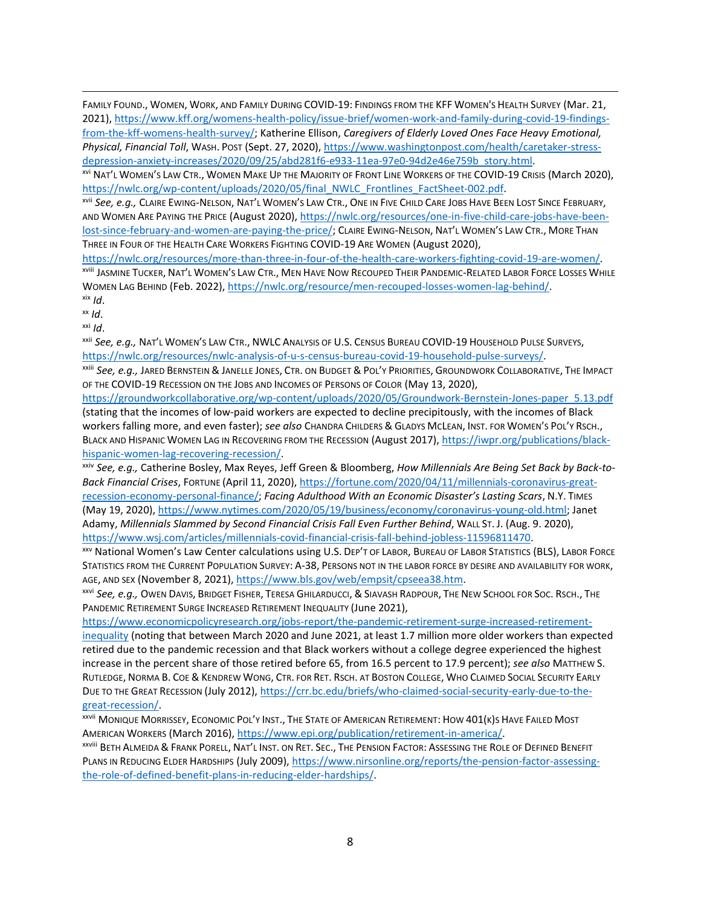FAMILY FOUND., WOMEN, WORK, AND FAMILY DURING COVID-19: FINDINGS FROM THE KFF WOMEN'S HEALTH SURVEY (Mar. 21, 2021), https://www.kff.org/womens-health-policy/issue-brief/women-work-and-family-during-covid-19-findings-from-the-kff-womens-health-survey/; Katherine Ellison, *Caregivers of Elderly Loved Ones Face Heavy Emotional, Physical, Financial Toll*, WASH. POST (Sept. 27, 2020), https://www.washingtonpost.com/health/caretaker-stress-depression-anxiety-increases/2020/09/25/abd281f6-e933-11ea-97e0-94d2e46e759b_story.html.

[xvi] NAT'L WOMEN'S LAW CTR., WOMEN MAKE UP THE MAJORITY OF FRONT LINE WORKERS OF THE COVID-19 CRISIS (March 2020), https://nwlc.org/wp-content/uploads/2020/05/final_NWLC_Frontlines_FactSheet-002.pdf.

[xvii] *See, e.g.,* CLAIRE EWING-NELSON, NAT'L WOMEN'S LAW CTR., ONE IN FIVE CHILD CARE JOBS HAVE BEEN LOST SINCE FEBRUARY, AND WOMEN ARE PAYING THE PRICE (August 2020), https://nwlc.org/resources/one-in-five-child-care-jobs-have-been-lost-since-february-and-women-are-paying-the-price/; CLAIRE EWING-NELSON, NAT'L WOMEN'S LAW CTR., MORE THAN THREE IN FOUR OF THE HEALTH CARE WORKERS FIGHTING COVID-19 ARE WOMEN (August 2020), https://nwlc.org/resources/more-than-three-in-four-of-the-health-care-workers-fighting-covid-19-are-women/.

[xviii] JASMINE TUCKER, NAT'L WOMEN'S LAW CTR., MEN HAVE NOW RECOUPED THEIR PANDEMIC-RELATED LABOR FORCE LOSSES WHILE WOMEN LAG BEHIND (Feb. 2022), https://nwlc.org/resource/men-recouped-losses-women-lag-behind/.

[xix] *Id*.

[xx] *Id*.

[xxi] *Id*.

[xxii] *See, e.g.,* NAT'L WOMEN'S LAW CTR., NWLC ANALYSIS OF U.S. CENSUS BUREAU COVID-19 HOUSEHOLD PULSE SURVEYS, https://nwlc.org/resources/nwlc-analysis-of-u-s-census-bureau-covid-19-household-pulse-surveys/.

[xxiii] *See, e.g.,* JARED BERNSTEIN & JANELLE JONES, CTR. ON BUDGET & POL'Y PRIORITIES, GROUNDWORK COLLABORATIVE, THE IMPACT OF THE COVID-19 RECESSION ON THE JOBS AND INCOMES OF PERSONS OF COLOR (May 13, 2020), https://groundworkcollaborative.org/wp-content/uploads/2020/05/Groundwork-Bernstein-Jones-paper_5.13.pdf (stating that the incomes of low-paid workers are expected to decline precipitously, with the incomes of Black workers falling more, and even faster); *see also* CHANDRA CHILDERS & GLADYS MCLEAN, INST. FOR WOMEN'S POL'Y RSCH., BLACK AND HISPANIC WOMEN LAG IN RECOVERING FROM THE RECESSION (August 2017), https://iwpr.org/publications/black-hispanic-women-lag-recovering-recession/.

[xxiv] *See, e.g.,* Catherine Bosley, Max Reyes, Jeff Green & Bloomberg, *How Millennials Are Being Set Back by Back-to-Back Financial Crises*, FORTUNE (April 11, 2020), https://fortune.com/2020/04/11/millennials-coronavirus-great-recession-economy-personal-finance/; *Facing Adulthood With an Economic Disaster's Lasting Scars*, N.Y. TIMES (May 19, 2020), https://www.nytimes.com/2020/05/19/business/economy/coronavirus-young-old.html; Janet Adamy, *Millennials Slammed by Second Financial Crisis Fall Even Further Behind*, WALL ST. J. (Aug. 9. 2020), https://www.wsj.com/articles/millennials-covid-financial-crisis-fall-behind-jobless-11596811470.

[xxv] National Women's Law Center calculations using U.S. DEP'T OF LABOR, BUREAU OF LABOR STATISTICS (BLS), LABOR FORCE STATISTICS FROM THE CURRENT POPULATION SURVEY: A-38, PERSONS NOT IN THE LABOR FORCE BY DESIRE AND AVAILABILITY FOR WORK, AGE, AND SEX (November 8, 2021), https://www.bls.gov/web/empsit/cpseea38.htm.

[xxvi] *See, e.g.,* OWEN DAVIS, BRIDGET FISHER, TERESA GHILARDUCCI, & SIAVASH RADPOUR, THE NEW SCHOOL FOR SOC. RSCH., THE PANDEMIC RETIREMENT SURGE INCREASED RETIREMENT INEQUALITY (June 2021), https://www.economicpolicyresearch.org/jobs-report/the-pandemic-retirement-surge-increased-retirement-inequality (noting that between March 2020 and June 2021, at least 1.7 million more older workers than expected retired due to the pandemic recession and that Black workers without a college degree experienced the highest increase in the percent share of those retired before 65, from 16.5 percent to 17.9 percent); *see also* MATTHEW S. RUTLEDGE, NORMA B. COE & KENDREW WONG, CTR. FOR RET. RSCH. AT BOSTON COLLEGE, WHO CLAIMED SOCIAL SECURITY EARLY DUE TO THE GREAT RECESSION (July 2012), https://crr.bc.edu/briefs/who-claimed-social-security-early-due-to-the-great-recession/.

[xxvii] MONIQUE MORRISSEY, ECONOMIC POL'Y INST., THE STATE OF AMERICAN RETIREMENT: HOW 401(K)S HAVE FAILED MOST AMERICAN WORKERS (March 2016), https://www.epi.org/publication/retirement-in-america/.

[xxviii] BETH ALMEIDA & FRANK PORELL, NAT'L INST. ON RET. SEC., THE PENSION FACTOR: ASSESSING THE ROLE OF DEFINED BENEFIT PLANS IN REDUCING ELDER HARDSHIPS (July 2009), https://www.nirsonline.org/reports/the-pension-factor-assessing-the-role-of-defined-benefit-plans-in-reducing-elder-hardships/.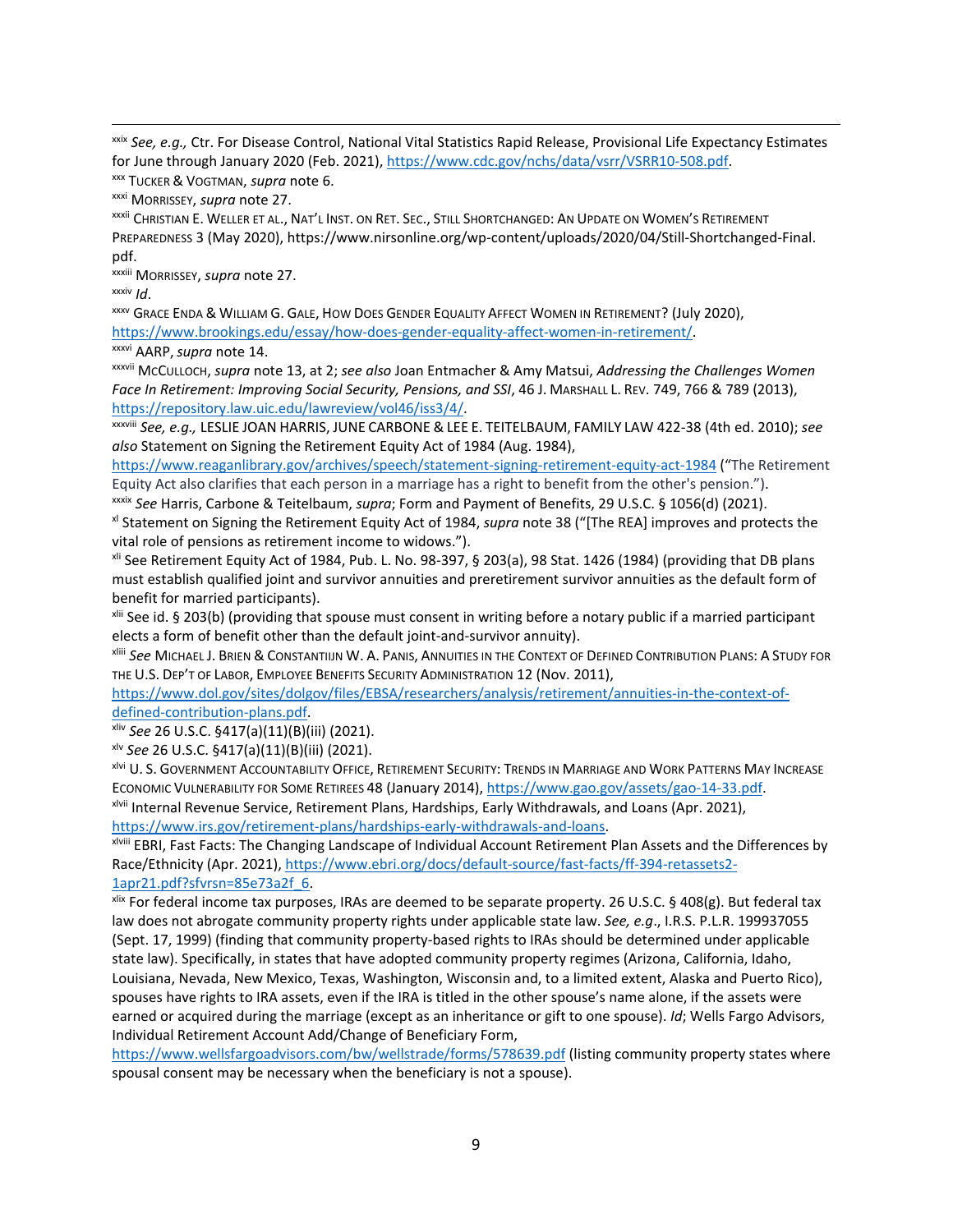[xxix] *See, e.g.,* Ctr. For Disease Control, National Vital Statistics Rapid Release, Provisional Life Expectancy Estimates for June through January 2020 (Feb. 2021), https://www.cdc.gov/nchs/data/vsrr/VSRR10-508.pdf.

[xxx] TUCKER & VOGTMAN, *supra* note 6.

[xxxi] MORRISSEY, *supra* note 27.

[xxxii] CHRISTIAN E. WELLER ET AL., NAT'L INST. ON RET. SEC., STILL SHORTCHANGED: AN UPDATE ON WOMEN'S RETIREMENT PREPAREDNESS 3 (May 2020), https://www.nirsonline.org/wp-content/uploads/2020/04/Still-Shortchanged-Final.pdf.

[xxxiii] MORRISSEY, *supra* note 27.

[xxxiv] *Id*.

[xxxv] GRACE ENDA & WILLIAM G. GALE, HOW DOES GENDER EQUALITY AFFECT WOMEN IN RETIREMENT? (July 2020), https://www.brookings.edu/essay/how-does-gender-equality-affect-women-in-retirement/.

[xxxvi] AARP, *supra* note 14.

[xxxvii] MCCULLOCH, *supra* note 13, at 2; *see also* Joan Entmacher & Amy Matsui, *Addressing the Challenges Women Face In Retirement: Improving Social Security, Pensions, and SSI*, 46 J. MARSHALL L. REV. 749, 766 & 789 (2013), https://repository.law.uic.edu/lawreview/vol46/iss3/4/.

[xxxviii] *See, e.g.,* LESLIE JOAN HARRIS, JUNE CARBONE & LEE E. TEITELBAUM, FAMILY LAW 422-38 (4th ed. 2010); *see also* Statement on Signing the Retirement Equity Act of 1984 (Aug. 1984), https://www.reaganlibrary.gov/archives/speech/statement-signing-retirement-equity-act-1984 ("The Retirement Equity Act also clarifies that each person in a marriage has a right to benefit from the other's pension.").

[xxxix] *See* Harris, Carbone & Teitelbaum, *supra*; Form and Payment of Benefits, 29 U.S.C. § 1056(d) (2021).

[xl] Statement on Signing the Retirement Equity Act of 1984, *supra* note 38 ("[The REA] improves and protects the vital role of pensions as retirement income to widows.").

[xli] See Retirement Equity Act of 1984, Pub. L. No. 98-397, § 203(a), 98 Stat. 1426 (1984) (providing that DB plans must establish qualified joint and survivor annuities and preretirement survivor annuities as the default form of benefit for married participants).

[xlii] See id. § 203(b) (providing that spouse must consent in writing before a notary public if a married participant elects a form of benefit other than the default joint-and-survivor annuity).

[xliii] *See* MICHAEL J. BRIEN & CONSTANTIJN W. A. PANIS, ANNUITIES IN THE CONTEXT OF DEFINED CONTRIBUTION PLANS: A STUDY FOR THE U.S. DEP'T OF LABOR, EMPLOYEE BENEFITS SECURITY ADMINISTRATION 12 (Nov. 2011), https://www.dol.gov/sites/dolgov/files/EBSA/researchers/analysis/retirement/annuities-in-the-context-of-defined-contribution-plans.pdf.

[xliv] *See* 26 U.S.C. §417(a)(11)(B)(iii) (2021).

[xlv] *See* 26 U.S.C. §417(a)(11)(B)(iii) (2021).

[xlvi] U. S. GOVERNMENT ACCOUNTABILITY OFFICE, RETIREMENT SECURITY: TRENDS IN MARRIAGE AND WORK PATTERNS MAY INCREASE ECONOMIC VULNERABILITY FOR SOME RETIREES 48 (January 2014), https://www.gao.gov/assets/gao-14-33.pdf.

[xlvii] Internal Revenue Service, Retirement Plans, Hardships, Early Withdrawals, and Loans (Apr. 2021), https://www.irs.gov/retirement-plans/hardships-early-withdrawals-and-loans.

[xlviii] EBRI, Fast Facts: The Changing Landscape of Individual Account Retirement Plan Assets and the Differences by Race/Ethnicity (Apr. 2021), https://www.ebri.org/docs/default-source/fast-facts/ff-394-retassets2-1apr21.pdf?sfvrsn=85e73a2f_6.

[xlix] For federal income tax purposes, IRAs are deemed to be separate property. 26 U.S.C. § 408(g). But federal tax law does not abrogate community property rights under applicable state law. *See, e.g*., I.R.S. P.L.R. 199937055 (Sept. 17, 1999) (finding that community property-based rights to IRAs should be determined under applicable state law). Specifically, in states that have adopted community property regimes (Arizona, California, Idaho, Louisiana, Nevada, New Mexico, Texas, Washington, Wisconsin and, to a limited extent, Alaska and Puerto Rico), spouses have rights to IRA assets, even if the IRA is titled in the other spouse's name alone, if the assets were earned or acquired during the marriage (except as an inheritance or gift to one spouse). *Id*; Wells Fargo Advisors, Individual Retirement Account Add/Change of Beneficiary Form, https://www.wellsfargoadvisors.com/bw/wellstrade/forms/578639.pdf (listing community property states where spousal consent may be necessary when the beneficiary is not a spouse).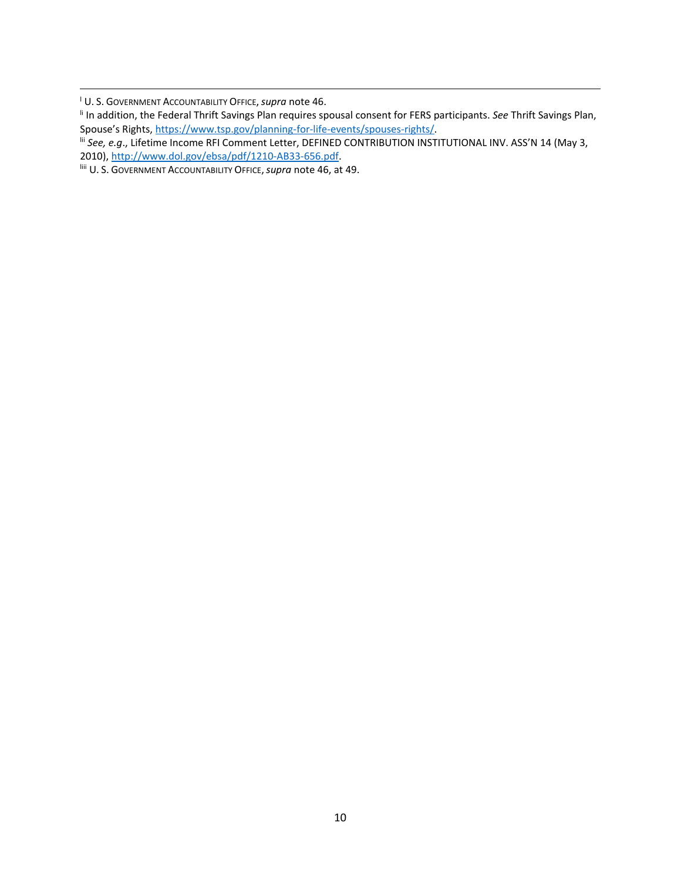[l] U. S. GOVERNMENT ACCOUNTABILITY OFFICE, *supra* note 46.

[li] In addition, the Federal Thrift Savings Plan requires spousal consent for FERS participants. *See* Thrift Savings Plan, Spouse's Rights, https://www.tsp.gov/planning-for-life-events/spouses-rights/.

[lii] *See, e.g.*, Lifetime Income RFI Comment Letter, DEFINED CONTRIBUTION INSTITUTIONAL INV. ASS'N 14 (May 3, 2010), http://www.dol.gov/ebsa/pdf/1210-AB33-656.pdf.

[liii] U. S. GOVERNMENT ACCOUNTABILITY OFFICE, *supra* note 46, at 49.